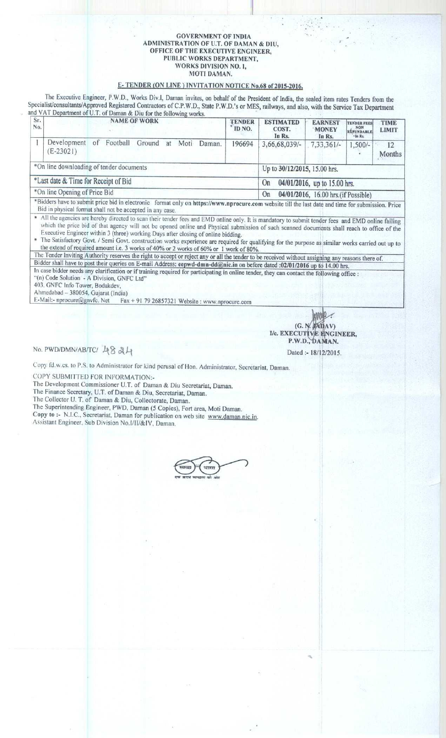**GOVERNMENT OF INDIA**
**ADMINISTRATION OF U.T. OF DAMAN & DIU,**
**OFFICE OF THE EXECUTIVE ENGINEER,**
**PUBLIC WORKS DEPARTMENT,**
**WORKS DIVISION NO. I,**
**MOTI DAMAN.**

## E- TENDER (ON LINE ) INVITATION NOTICE No.68 of 2015-2016.

The Executive Engineer, P.W.D., Works Div.I, Daman invites, on behalf of the President of India, the sealed item rates Tenders from the Specialist/consultants/Approved Registered Contractors of C.P.W.D., State P.W.D.'s or MES, railways, and also, with the Service Tax Department and VAT Department of U.T. of Daman & Diu for the following works.

| Sr. No. | NAME OF WORK | TENDER ID NO. | ESTIMATED COST. In Rs. | EARNEST MONEY In Rs. | TENDER FEES NON REFUNDABLE -In Rs. | TIME LIMIT |
|---|---|---|---|---|---|---|
| 1 | Development of Football Ground at Moti Daman. (E-23021) | 196694 | 3,66,68,039/- | 7,33,361/- | 1,500/- | 12 Months |
| *On line downloading of tender documents | | | Up to 30/12/2015, 15.00 hrs. | | | |
| *Last date & Time for Receipt of Bid | | | On 04/01/2016, up to 15.00 hrs. | | | |
| *On line Opening of Price Bid | | | On 04/01/2016, 16.00 hrs.(if Possible) | | | |

*Bidders have to submit price bid in electronic format only on https://www.nprocure.com website till the last date and time for submission. Price Bid in physical format shall not be accepted in any case.

- All the agencies are hereby directed to scan their tender fees and EMD online only. It is mandatory to submit tender fees and EMD online failing which the price bid of that agency will not be opened online and Physical submission of such scanned documents shall reach to office of the Executive Engineer within 3 (three) working Days after closing of online bidding.
- The Satisfactory Govt. / Semi Govt. construction works experience are required for qualifying for the purpose as similar works carried out up to the extend of required amount i.e. 3 works of 40% or 2 works of 60% or 1 work of 80%.

The Tender Inviting Authority reserves the right to accept or reject any or all the tender to be received without assigning any reasons there of.

Bidder shall have to post their queries on E-mail Address: eepwd-dmn-dd@nic.in on before dated :02/01/2016 up to 14.00 hrs.

In case bidder needs any clarification or if training required for participating in online tender, they can contact the following office :
"(n) Code Solution - A Division, GNFC Ltd"
403, GNFC Info Tower, Bodakdev,
Ahmedabad – 380054, Gujarat (India)
E-Mail:- nprocure@gnvfc. Net Fax + 91 79 26857321 Website : www.nprocure.com

(G. N. JADAV)
I/c. EXECUTIVE ENGINEER,
P.W.D., DAMAN.

No. PWD/DMN/AB/TC/ 4824

Dated :- 18/12/2015.

Copy fd.w.cs. to P.S. to Administrator for kind perusal of Hon. Administrator, Secretariat, Daman.

COPY SUBMITTED FOR INFORMATION:-
The Development Commissioner U.T. of Daman & Diu Secretariat, Daman.
The Finance Secretary, U.T. of Daman & Diu, Secretariat, Daman.
The Collector U. T. of Daman & Diu, Collectorate, Daman.
The Superintending Engineer, PWD, Daman (5 Copies), Fort area, Moti Daman.
Copy to :- N.I.C., Secretariat, Daman for publication on web site www.daman.nic.in.
Assistant Engineer, Sub Division No.I/II/&IV, Daman.

स्वच्छ भारत
एक कदम स्वच्छता की ओर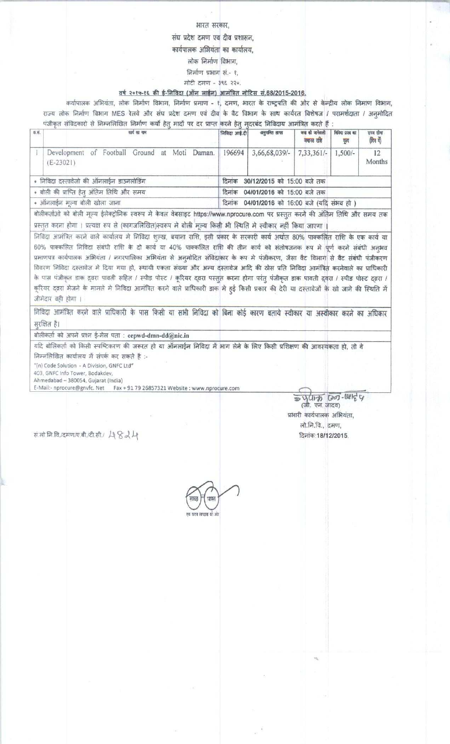भारत सरकार,

संघ प्रदेश दमण एवं दीव प्रशासन,

कार्यपालक अभियंता का कार्यालय,

लोक निर्माण विभाग,

निर्माण प्रभाग सं.- १,

मोटी दमण - ३९६ २२०.

**वर्ष २०१५-१६ की ई-निविदा (ऑन लाईन) आमंत्रित नोटिस सं.68/2015-2016.**

कार्यपालक अभियंता, लोक निर्माण विभाग, निर्माण प्रभाग - १, दमण, भारत के राष्ट्रपति की ओर से केन्द्रीय लोक निर्माण विभाग, राज्य लोक निर्माण विभाग MES रेलवे और संघ प्रदेश दमण एवं दीव के वैट विभाग के साथ कार्यरत विशेषज्ञ / परामर्शदाता / अनुमोदित पंजीकृत संविदकारो से निम्नलिखित निर्माण कार्यों हेतु मादों पर दर प्राप्त करने हेतु मुदरबंद निविदाय आमंत्रित करते हैं :

| क.सं. | कार्य का नाम | निविदा आई.डी | अनुमानित लागत | बयाना की जमानत राशि | निविदा प्रपत्र का मूल्य | समय सीमा (दिन में) |
|---|---|---|---|---|---|---|
| 1 | Development of Football Ground at Moti Daman. (E-23021) | 196694 | 3,66,68,039/- | 7,33,361/- | 1,500/- | 12 Months |

| | |
|---|---|
| • निविदा दस्तावेजो की ऑनलाईन डाउनलोडिंग | दिनांक 30/12/2015 को 15:00 बजे तक |
| • बोली की प्राप्ति हेतु अंतिम तिथि और समय | दिनांक 04/01/2016 को 15:00 बजे तक |
| • ऑनलाईन मूल्य बोली खोला जाना | दिनांक 04/01/2016 को 16:00 बजे (यदि संभव हो ) |

बोलीकर्ताओ को बोली मूल्य ईलेक्ट्रोनिक स्वरूप मे केवल वेबसाइट https://www.nprocure.com पर प्रस्तुत करने की अंतिम तिथि और समय तक प्रस्तुत करना होगा । प्रत्यक्ष रूप से (कागजलिखित)स्वरूप मे बोली मूल्य किसी भी स्थिति मे स्वीकार नहीं किया जाएगा ।

निविदा आमंत्रित करने वाले कार्यालय मे निविदा शुल्क, बयाना राशि, इसी प्रकार के सरकारी कार्य अर्थात 80% पाक्कलित राशि के एक कार्य या 60% पाक्कलित निविदा संबंधी राशि के दो कार्य या 40% पाक्कलित राशि की तीन कार्य को संतोषजनक रूप मे पूर्ण करने संबंधी अनुभव प्रमाणपत्र कार्यपालक अभियंता / नगरपालिका अभियंता से अनुमोदित संविदाकार के रूप मे पंजीकरण, जैसा वैट विभाग से वैट संबंधी पंजीकरण विवरण निविदा दस्तावेज मे दिया गया हो, स्थायी एकता संख्या और अन्य दस्तावेज आदि की ठोस प्रति निविदा आमंत्रित करनेवाले का प्राधिकारी के पास पंजीकृत डाक द्वारा पावती सहित / स्पीड पोस्ट / कूरियर द्वारा पस्तुत करना होगा परंतु पंजीकृत डाक पावती द्वारा / स्पीड पोस्ट द्वारा / कूरियर द्वारा भेजने के मामले मे निविदा आमंत्रित करने वाले प्राधिकारी डाक मे हुई किसी प्रकार की देरी या दस्तावेजों के खो जाने की स्थिति में जीमेदार नहीं होगा ।

निविदा आमंत्रित करने वाले प्राधिकारी के पास किसी या सभी निविदा को बिना कोई कारण बताये स्वीकार या अस्वीकार करने का अधिकार सुरक्षित है।

बोलीकर्ता को अपने प्रश्न ई-मेल पता : eepwd-dmn-dd@nic.in

यदि बोलिकर्ता को किसी स्पष्टिकरण की जरूरत हो या ऑनलाईन निविदा में भाग लेने के लिए किसी प्रशिक्षण की आवश्यकता हो, तो वे निम्नलिखित कार्यालय में संपर्क कर सकते है :-

"(n) Code Solution - A Division, GNFC Ltd"
403, GNFC Info Tower, Bodakdev,
Ahmedabad – 380054, Gujarat (India)
E-Mail:- nprocure@gnvfc. Net Fax + 91 79 26857321 Website : www.nprocure.com

(जी. एन. जादव)
प्रभारी कार्यपालक अभियंता,
लो.नि.वि., दमण,
दिनांक:18/12/2015.

सं.लो.नि.वि./दमण/ए.बी./टी.सी./ 4824